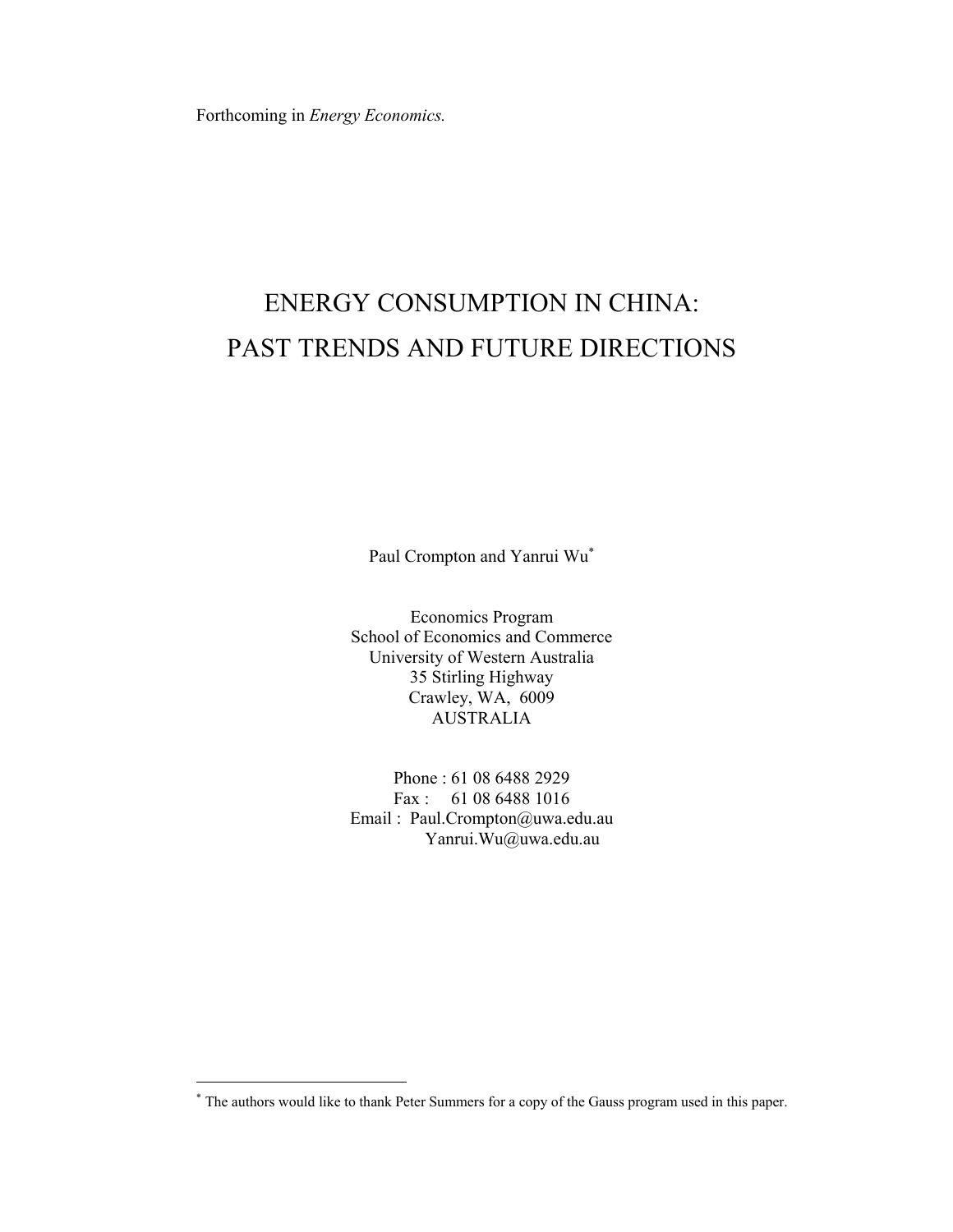Forthcoming in *Energy Economics.*

# ENERGY CONSUMPTION IN CHINA: PAST TRENDS AND FUTURE DIRECTIONS

Paul Crompton and Yanrui Wu*

Economics Program
School of Economics and Commerce
University of Western Australia
35 Stirling Highway
Crawley, WA, 6009
AUSTRALIA

Phone : 61 08 6488 2929
Fax : 61 08 6488 1016
Email : Paul.Crompton@uwa.edu.au
Yanrui.Wu@uwa.edu.au

---

* The authors would like to thank Peter Summers for a copy of the Gauss program used in this paper.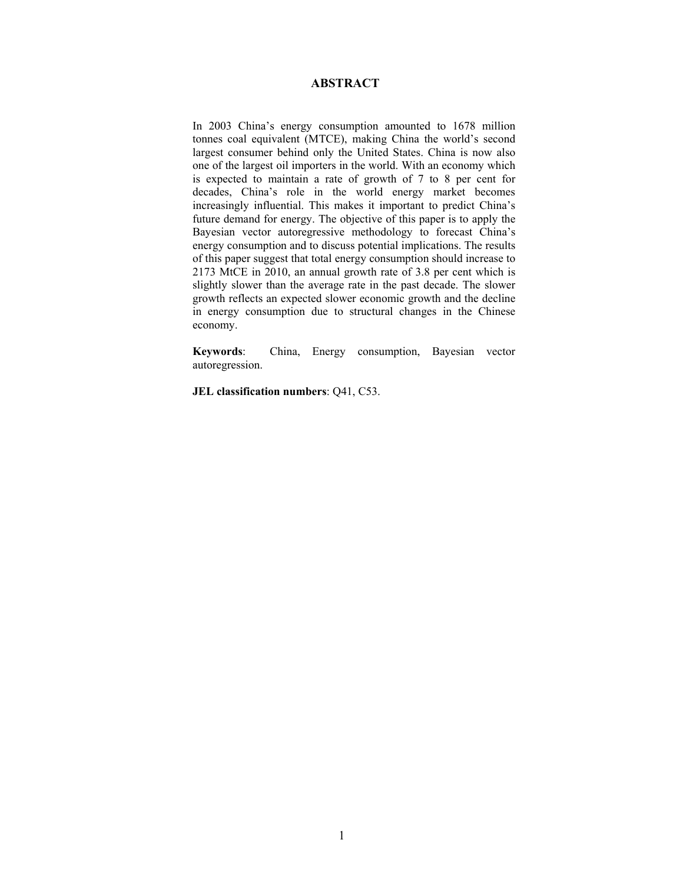# ABSTRACT

In 2003 China's energy consumption amounted to 1678 million tonnes coal equivalent (MTCE), making China the world's second largest consumer behind only the United States. China is now also one of the largest oil importers in the world. With an economy which is expected to maintain a rate of growth of 7 to 8 per cent for decades, China's role in the world energy market becomes increasingly influential. This makes it important to predict China's future demand for energy. The objective of this paper is to apply the Bayesian vector autoregressive methodology to forecast China's energy consumption and to discuss potential implications. The results of this paper suggest that total energy consumption should increase to 2173 MtCE in 2010, an annual growth rate of 3.8 per cent which is slightly slower than the average rate in the past decade. The slower growth reflects an expected slower economic growth and the decline in energy consumption due to structural changes in the Chinese economy.

**Keywords**: China, Energy consumption, Bayesian vector autoregression.

**JEL classification numbers**: Q41, C53.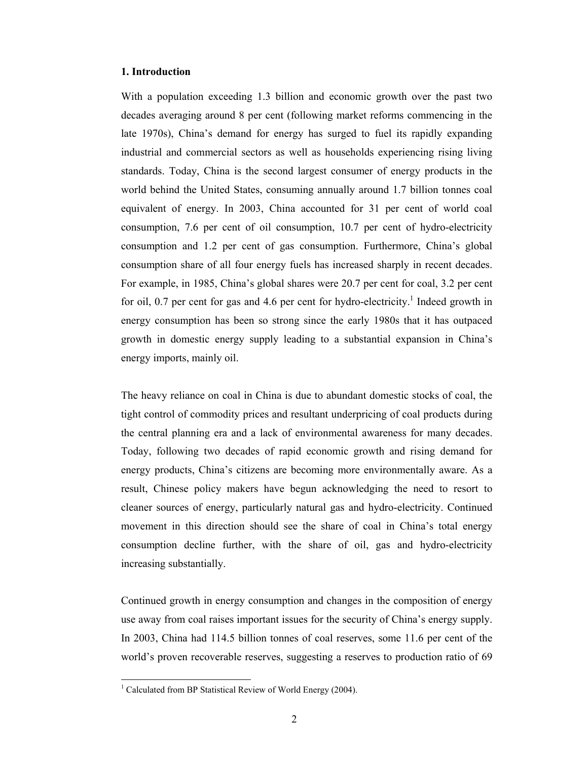## 1. Introduction

With a population exceeding 1.3 billion and economic growth over the past two decades averaging around 8 per cent (following market reforms commencing in the late 1970s), China's demand for energy has surged to fuel its rapidly expanding industrial and commercial sectors as well as households experiencing rising living standards. Today, China is the second largest consumer of energy products in the world behind the United States, consuming annually around 1.7 billion tonnes coal equivalent of energy. In 2003, China accounted for 31 per cent of world coal consumption, 7.6 per cent of oil consumption, 10.7 per cent of hydro-electricity consumption and 1.2 per cent of gas consumption. Furthermore, China's global consumption share of all four energy fuels has increased sharply in recent decades. For example, in 1985, China's global shares were 20.7 per cent for coal, 3.2 per cent for oil, 0.7 per cent for gas and 4.6 per cent for hydro-electricity.[1] Indeed growth in energy consumption has been so strong since the early 1980s that it has outpaced growth in domestic energy supply leading to a substantial expansion in China's energy imports, mainly oil.

The heavy reliance on coal in China is due to abundant domestic stocks of coal, the tight control of commodity prices and resultant underpricing of coal products during the central planning era and a lack of environmental awareness for many decades. Today, following two decades of rapid economic growth and rising demand for energy products, China's citizens are becoming more environmentally aware. As a result, Chinese policy makers have begun acknowledging the need to resort to cleaner sources of energy, particularly natural gas and hydro-electricity. Continued movement in this direction should see the share of coal in China's total energy consumption decline further, with the share of oil, gas and hydro-electricity increasing substantially.

Continued growth in energy consumption and changes in the composition of energy use away from coal raises important issues for the security of China's energy supply. In 2003, China had 114.5 billion tonnes of coal reserves, some 11.6 per cent of the world's proven recoverable reserves, suggesting a reserves to production ratio of 69

---

[1] Calculated from BP Statistical Review of World Energy (2004).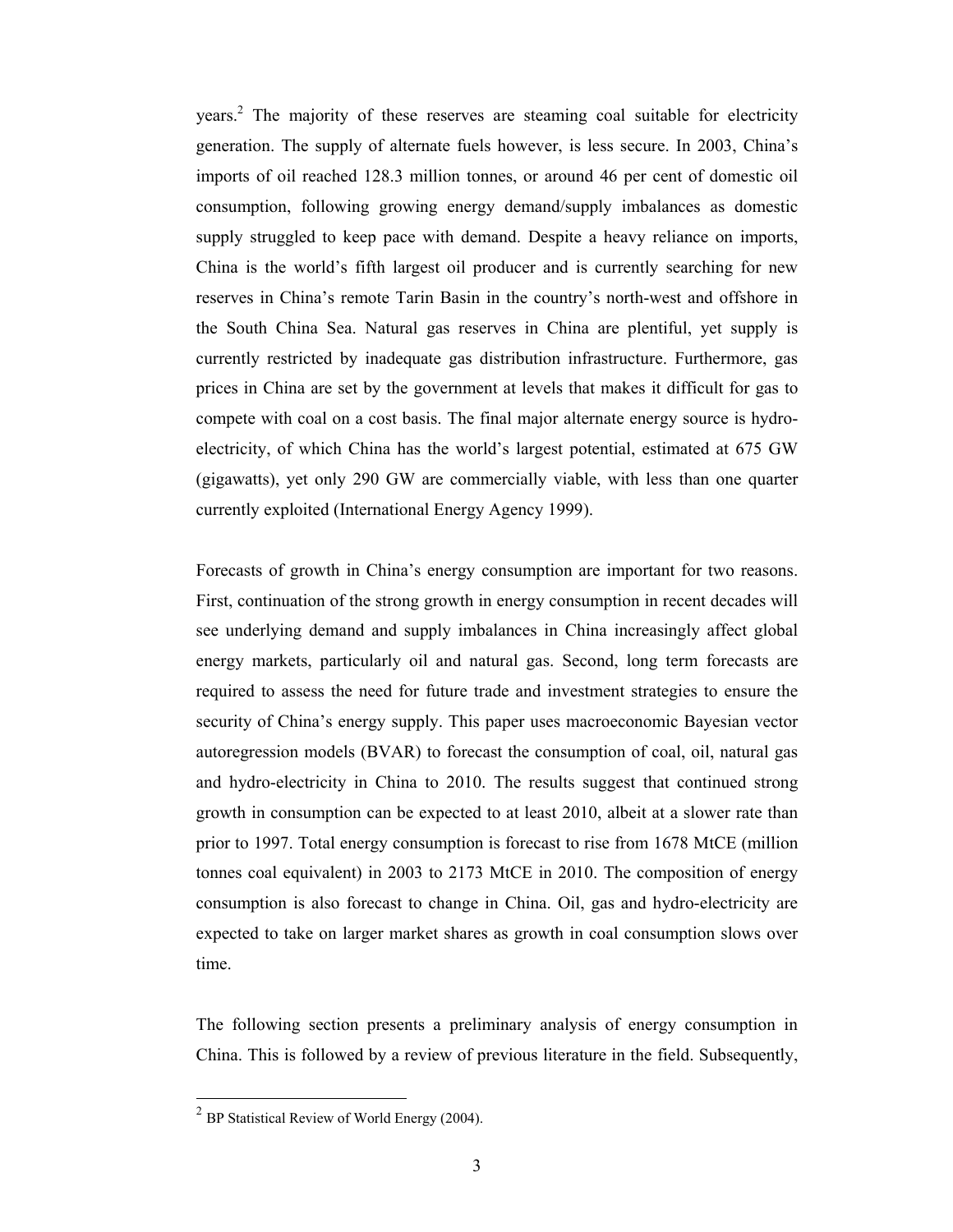years.[2] The majority of these reserves are steaming coal suitable for electricity generation. The supply of alternate fuels however, is less secure. In 2003, China's imports of oil reached 128.3 million tonnes, or around 46 per cent of domestic oil consumption, following growing energy demand/supply imbalances as domestic supply struggled to keep pace with demand. Despite a heavy reliance on imports, China is the world's fifth largest oil producer and is currently searching for new reserves in China's remote Tarin Basin in the country's north-west and offshore in the South China Sea. Natural gas reserves in China are plentiful, yet supply is currently restricted by inadequate gas distribution infrastructure. Furthermore, gas prices in China are set by the government at levels that makes it difficult for gas to compete with coal on a cost basis. The final major alternate energy source is hydro-electricity, of which China has the world's largest potential, estimated at 675 GW (gigawatts), yet only 290 GW are commercially viable, with less than one quarter currently exploited (International Energy Agency 1999).

Forecasts of growth in China's energy consumption are important for two reasons. First, continuation of the strong growth in energy consumption in recent decades will see underlying demand and supply imbalances in China increasingly affect global energy markets, particularly oil and natural gas. Second, long term forecasts are required to assess the need for future trade and investment strategies to ensure the security of China's energy supply. This paper uses macroeconomic Bayesian vector autoregression models (BVAR) to forecast the consumption of coal, oil, natural gas and hydro-electricity in China to 2010. The results suggest that continued strong growth in consumption can be expected to at least 2010, albeit at a slower rate than prior to 1997. Total energy consumption is forecast to rise from 1678 MtCE (million tonnes coal equivalent) in 2003 to 2173 MtCE in 2010. The composition of energy consumption is also forecast to change in China. Oil, gas and hydro-electricity are expected to take on larger market shares as growth in coal consumption slows over time.

The following section presents a preliminary analysis of energy consumption in China. This is followed by a review of previous literature in the field. Subsequently,

[2] BP Statistical Review of World Energy (2004).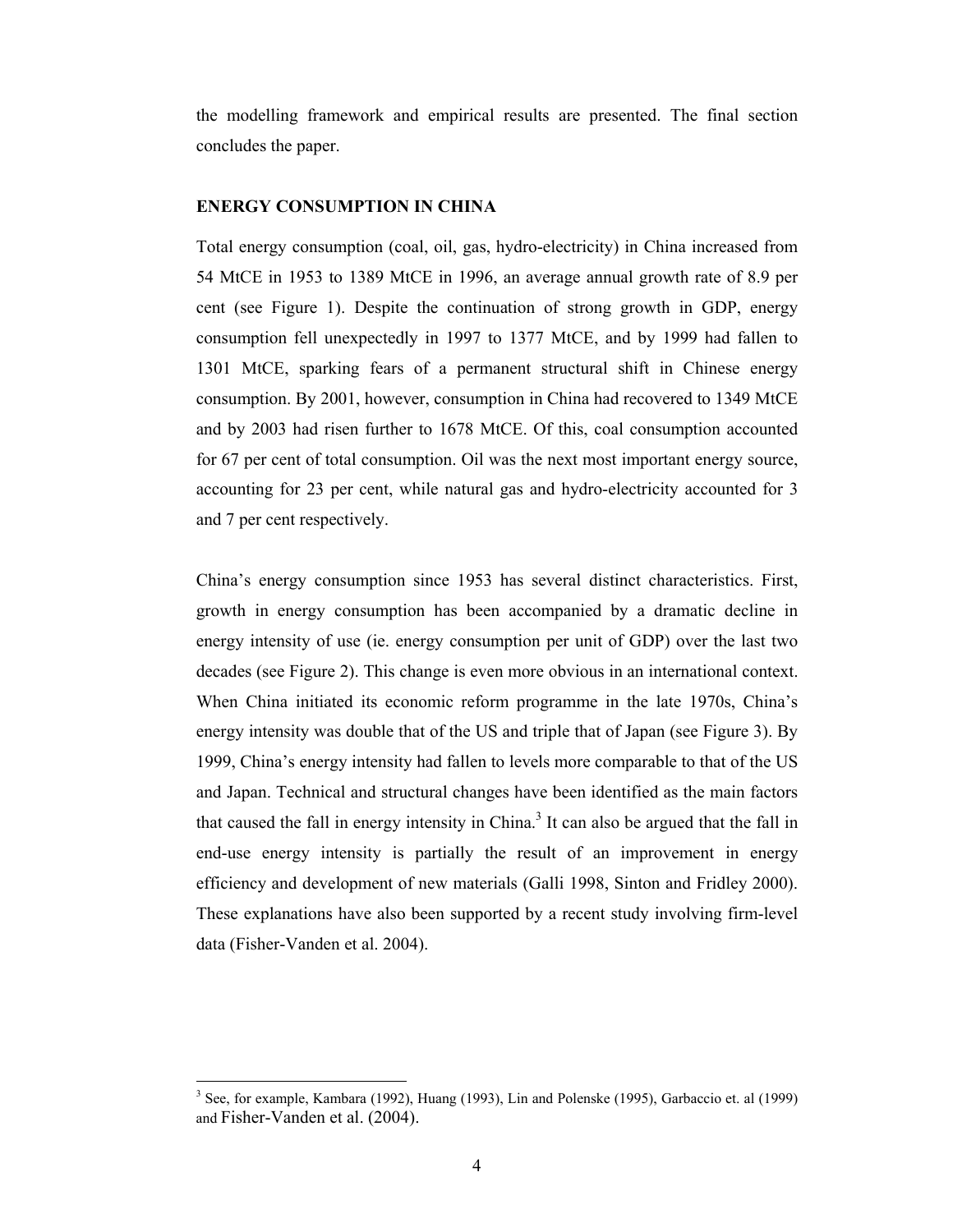the modelling framework and empirical results are presented. The final section concludes the paper.

## ENERGY CONSUMPTION IN CHINA

Total energy consumption (coal, oil, gas, hydro-electricity) in China increased from 54 MtCE in 1953 to 1389 MtCE in 1996, an average annual growth rate of 8.9 per cent (see Figure 1). Despite the continuation of strong growth in GDP, energy consumption fell unexpectedly in 1997 to 1377 MtCE, and by 1999 had fallen to 1301 MtCE, sparking fears of a permanent structural shift in Chinese energy consumption. By 2001, however, consumption in China had recovered to 1349 MtCE and by 2003 had risen further to 1678 MtCE. Of this, coal consumption accounted for 67 per cent of total consumption. Oil was the next most important energy source, accounting for 23 per cent, while natural gas and hydro-electricity accounted for 3 and 7 per cent respectively.

China's energy consumption since 1953 has several distinct characteristics. First, growth in energy consumption has been accompanied by a dramatic decline in energy intensity of use (ie. energy consumption per unit of GDP) over the last two decades (see Figure 2). This change is even more obvious in an international context. When China initiated its economic reform programme in the late 1970s, China's energy intensity was double that of the US and triple that of Japan (see Figure 3). By 1999, China's energy intensity had fallen to levels more comparable to that of the US and Japan. Technical and structural changes have been identified as the main factors that caused the fall in energy intensity in China.[3] It can also be argued that the fall in end-use energy intensity is partially the result of an improvement in energy efficiency and development of new materials (Galli 1998, Sinton and Fridley 2000). These explanations have also been supported by a recent study involving firm-level data (Fisher-Vanden et al. 2004).

[3] See, for example, Kambara (1992), Huang (1993), Lin and Polenske (1995), Garbaccio et. al (1999) and Fisher-Vanden et al. (2004).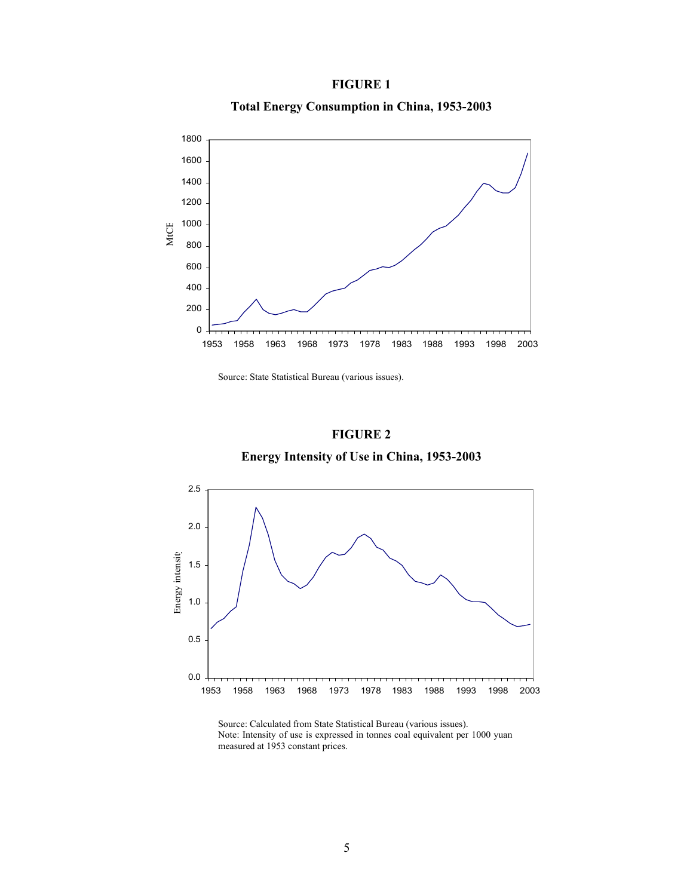**FIGURE 1**

**Total Energy Consumption in China, 1953-2003**

Source: State Statistical Bureau (various issues).

**FIGURE 2**

**Energy Intensity of Use in China, 1953-2003**

Source: Calculated from State Statistical Bureau (various issues).
Note: Intensity of use is expressed in tonnes coal equivalent per 1000 yuan measured at 1953 constant prices.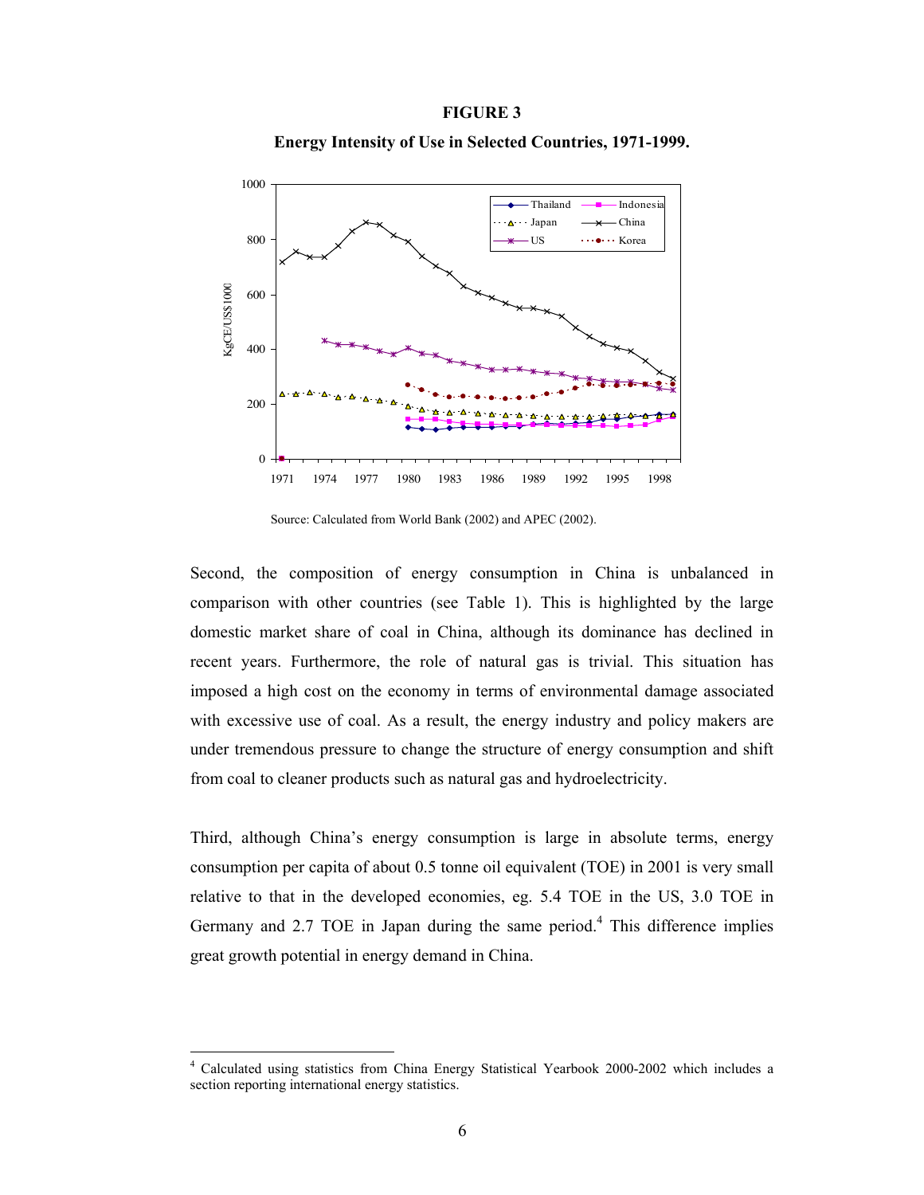**FIGURE 3**

**Energy Intensity of Use in Selected Countries, 1971-1999.**

Source: Calculated from World Bank (2002) and APEC (2002).

Second, the composition of energy consumption in China is unbalanced in comparison with other countries (see Table 1). This is highlighted by the large domestic market share of coal in China, although its dominance has declined in recent years. Furthermore, the role of natural gas is trivial. This situation has imposed a high cost on the economy in terms of environmental damage associated with excessive use of coal. As a result, the energy industry and policy makers are under tremendous pressure to change the structure of energy consumption and shift from coal to cleaner products such as natural gas and hydroelectricity.

Third, although China's energy consumption is large in absolute terms, energy consumption per capita of about 0.5 tonne oil equivalent (TOE) in 2001 is very small relative to that in the developed economies, eg. 5.4 TOE in the US, 3.0 TOE in Germany and 2.7 TOE in Japan during the same period.[4] This difference implies great growth potential in energy demand in China.

[4] Calculated using statistics from China Energy Statistical Yearbook 2000-2002 which includes a section reporting international energy statistics.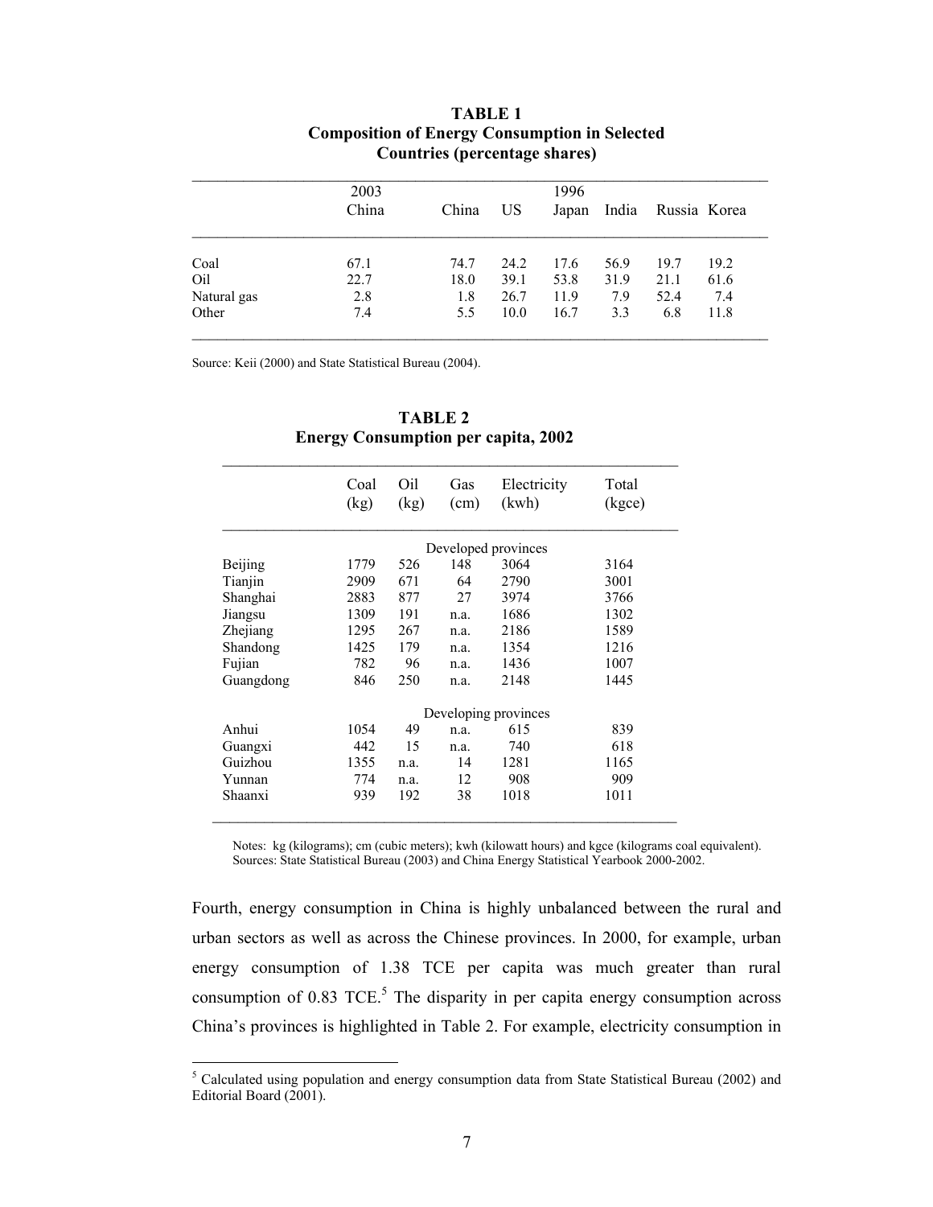**TABLE 1**
**Composition of Energy Consumption in Selected Countries (percentage shares)**

| | 2003 | 1996 | | | | | |
|---|---|---|---|---|---|---|---|
| | China | China | US | Japan | India | Russia | Korea |
| Coal | 67.1 | 74.7 | 24.2 | 17.6 | 56.9 | 19.7 | 19.2 |
| Oil | 22.7 | 18.0 | 39.1 | 53.8 | 31.9 | 21.1 | 61.6 |
| Natural gas | 2.8 | 1.8 | 26.7 | 11.9 | 7.9 | 52.4 | 7.4 |
| Other | 7.4 | 5.5 | 10.0 | 16.7 | 3.3 | 6.8 | 11.8 |

Source: Keii (2000) and State Statistical Bureau (2004).

**TABLE 2**
**Energy Consumption per capita, 2002**

| | Coal (kg) | Oil (kg) | Gas (cm) | Electricity (kwh) | Total (kgce) |
|---|---|---|---|---|---|
| | | | Developed provinces | | |
| Beijing | 1779 | 526 | 148 | 3064 | 3164 |
| Tianjin | 2909 | 671 | 64 | 2790 | 3001 |
| Shanghai | 2883 | 877 | 27 | 3974 | 3766 |
| Jiangsu | 1309 | 191 | n.a. | 1686 | 1302 |
| Zhejiang | 1295 | 267 | n.a. | 2186 | 1589 |
| Shandong | 1425 | 179 | n.a. | 1354 | 1216 |
| Fujian | 782 | 96 | n.a. | 1436 | 1007 |
| Guangdong | 846 | 250 | n.a. | 2148 | 1445 |
| | | | Developing provinces | | |
| Anhui | 1054 | 49 | n.a. | 615 | 839 |
| Guangxi | 442 | 15 | n.a. | 740 | 618 |
| Guizhou | 1355 | n.a. | 14 | 1281 | 1165 |
| Yunnan | 774 | n.a. | 12 | 908 | 909 |
| Shaanxi | 939 | 192 | 38 | 1018 | 1011 |

Notes: kg (kilograms); cm (cubic meters); kwh (kilowatt hours) and kgce (kilograms coal equivalent).
Sources: State Statistical Bureau (2003) and China Energy Statistical Yearbook 2000-2002.

Fourth, energy consumption in China is highly unbalanced between the rural and urban sectors as well as across the Chinese provinces. In 2000, for example, urban energy consumption of 1.38 TCE per capita was much greater than rural consumption of 0.83 TCE.[5] The disparity in per capita energy consumption across China's provinces is highlighted in Table 2. For example, electricity consumption in

[5] Calculated using population and energy consumption data from State Statistical Bureau (2002) and Editorial Board (2001).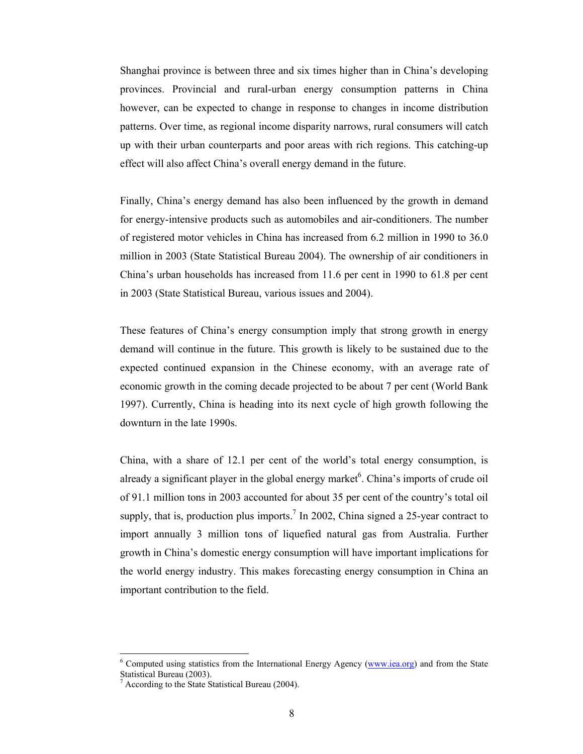Shanghai province is between three and six times higher than in China's developing provinces. Provincial and rural-urban energy consumption patterns in China however, can be expected to change in response to changes in income distribution patterns. Over time, as regional income disparity narrows, rural consumers will catch up with their urban counterparts and poor areas with rich regions. This catching-up effect will also affect China's overall energy demand in the future.

Finally, China's energy demand has also been influenced by the growth in demand for energy-intensive products such as automobiles and air-conditioners. The number of registered motor vehicles in China has increased from 6.2 million in 1990 to 36.0 million in 2003 (State Statistical Bureau 2004). The ownership of air conditioners in China's urban households has increased from 11.6 per cent in 1990 to 61.8 per cent in 2003 (State Statistical Bureau, various issues and 2004).

These features of China's energy consumption imply that strong growth in energy demand will continue in the future. This growth is likely to be sustained due to the expected continued expansion in the Chinese economy, with an average rate of economic growth in the coming decade projected to be about 7 per cent (World Bank 1997). Currently, China is heading into its next cycle of high growth following the downturn in the late 1990s.

China, with a share of 12.1 per cent of the world's total energy consumption, is already a significant player in the global energy market[6]. China's imports of crude oil of 91.1 million tons in 2003 accounted for about 35 per cent of the country's total oil supply, that is, production plus imports.[7] In 2002, China signed a 25-year contract to import annually 3 million tons of liquefied natural gas from Australia. Further growth in China's domestic energy consumption will have important implications for the world energy industry. This makes forecasting energy consumption in China an important contribution to the field.

---

[6] Computed using statistics from the International Energy Agency (www.iea.org) and from the State Statistical Bureau (2003).

[7] According to the State Statistical Bureau (2004).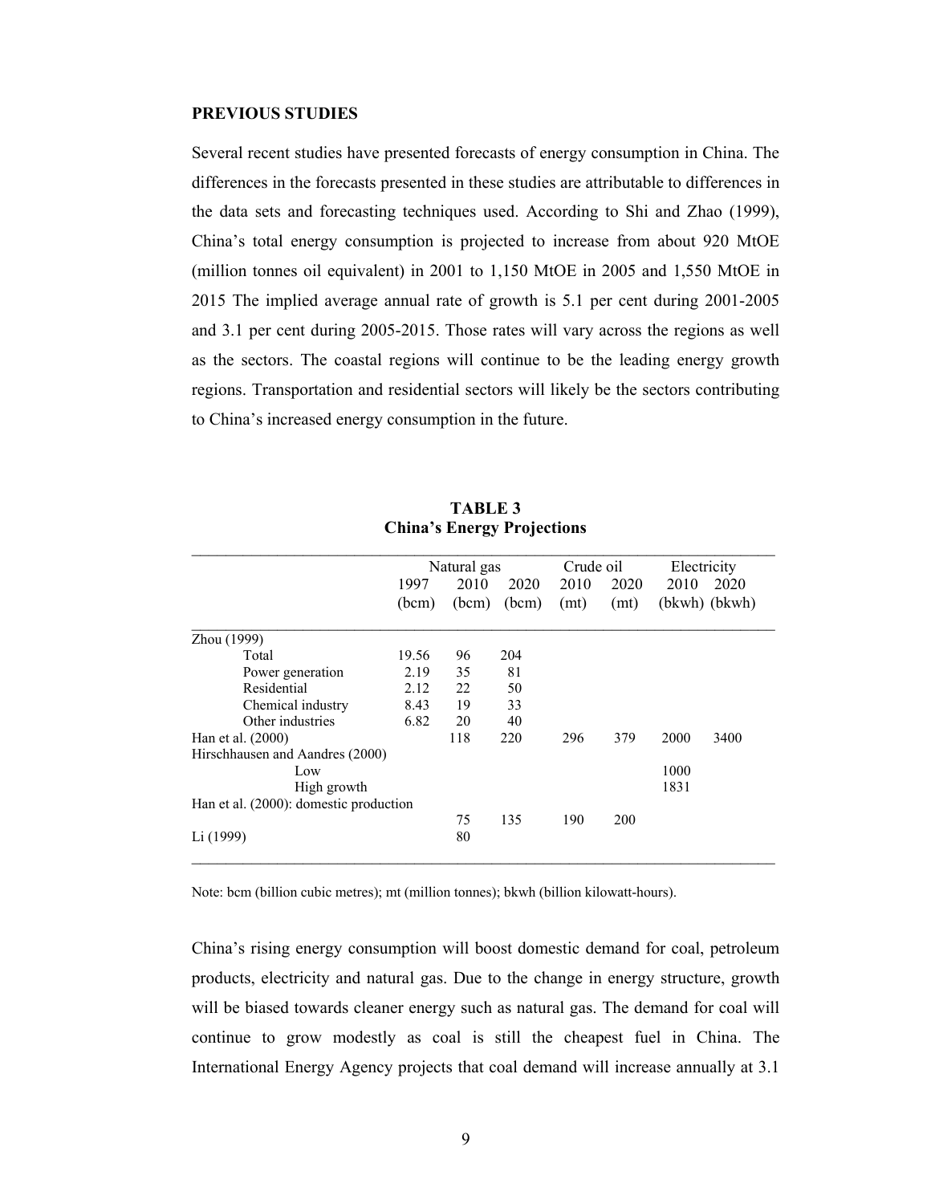**PREVIOUS STUDIES**

Several recent studies have presented forecasts of energy consumption in China. The differences in the forecasts presented in these studies are attributable to differences in the data sets and forecasting techniques used. According to Shi and Zhao (1999), China's total energy consumption is projected to increase from about 920 MtOE (million tonnes oil equivalent) in 2001 to 1,150 MtOE in 2005 and 1,550 MtOE in 2015 The implied average annual rate of growth is 5.1 per cent during 2001-2005 and 3.1 per cent during 2005-2015. Those rates will vary across the regions as well as the sectors. The coastal regions will continue to be the leading energy growth regions. Transportation and residential sectors will likely be the sectors contributing to China's increased energy consumption in the future.

**TABLE 3**
**China's Energy Projections**

| | Natural gas | | | Crude oil | | Electricity | |
|---|---|---|---|---|---|---|---|
| | 1997 (bcm) | 2010 (bcm) | 2020 (bcm) | 2010 (mt) | 2020 (mt) | 2010 (bkwh) | 2020 (bkwh) |
| Zhou (1999) | | | | | | | |
| Total | 19.56 | 96 | 204 | | | | |
| Power generation | 2.19 | 35 | 81 | | | | |
| Residential | 2.12 | 22 | 50 | | | | |
| Chemical industry | 8.43 | 19 | 33 | | | | |
| Other industries | 6.82 | 20 | 40 | | | | |
| Han et al. (2000) | | 118 | 220 | 296 | 379 | 2000 | 3400 |
| Hirschhausen and Aandres (2000) | | | | | | | |
| Low | | | | | | 1000 | |
| High growth | | | | | | 1831 | |
| Han et al. (2000): domestic production | | 75 | 135 | 190 | 200 | | |
| Li (1999) | | 80 | | | | | |

Note: bcm (billion cubic metres); mt (million tonnes); bkwh (billion kilowatt-hours).

China's rising energy consumption will boost domestic demand for coal, petroleum products, electricity and natural gas. Due to the change in energy structure, growth will be biased towards cleaner energy such as natural gas. The demand for coal will continue to grow modestly as coal is still the cheapest fuel in China. The International Energy Agency projects that coal demand will increase annually at 3.1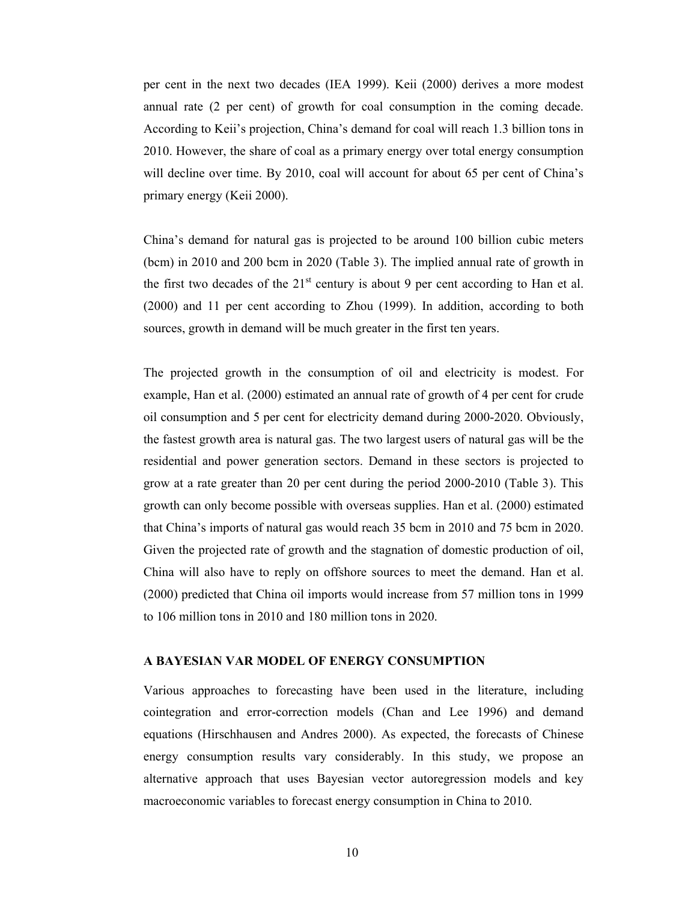per cent in the next two decades (IEA 1999). Keii (2000) derives a more modest annual rate (2 per cent) of growth for coal consumption in the coming decade. According to Keii's projection, China's demand for coal will reach 1.3 billion tons in 2010. However, the share of coal as a primary energy over total energy consumption will decline over time. By 2010, coal will account for about 65 per cent of China's primary energy (Keii 2000).

China's demand for natural gas is projected to be around 100 billion cubic meters (bcm) in 2010 and 200 bcm in 2020 (Table 3). The implied annual rate of growth in the first two decades of the 21st century is about 9 per cent according to Han et al. (2000) and 11 per cent according to Zhou (1999). In addition, according to both sources, growth in demand will be much greater in the first ten years.

The projected growth in the consumption of oil and electricity is modest. For example, Han et al. (2000) estimated an annual rate of growth of 4 per cent for crude oil consumption and 5 per cent for electricity demand during 2000-2020. Obviously, the fastest growth area is natural gas. The two largest users of natural gas will be the residential and power generation sectors. Demand in these sectors is projected to grow at a rate greater than 20 per cent during the period 2000-2010 (Table 3). This growth can only become possible with overseas supplies. Han et al. (2000) estimated that China's imports of natural gas would reach 35 bcm in 2010 and 75 bcm in 2020. Given the projected rate of growth and the stagnation of domestic production of oil, China will also have to reply on offshore sources to meet the demand. Han et al. (2000) predicted that China oil imports would increase from 57 million tons in 1999 to 106 million tons in 2010 and 180 million tons in 2020.

## A BAYESIAN VAR MODEL OF ENERGY CONSUMPTION

Various approaches to forecasting have been used in the literature, including cointegration and error-correction models (Chan and Lee 1996) and demand equations (Hirschhausen and Andres 2000). As expected, the forecasts of Chinese energy consumption results vary considerably. In this study, we propose an alternative approach that uses Bayesian vector autoregression models and key macroeconomic variables to forecast energy consumption in China to 2010.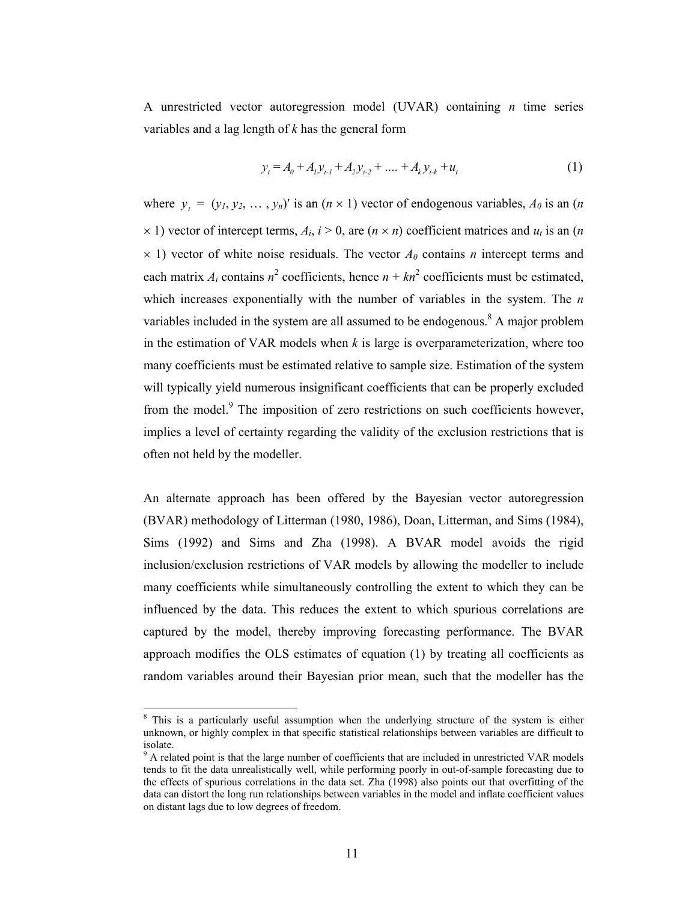A unrestricted vector autoregression model (UVAR) containing $n$ time series variables and a lag length of $k$ has the general form

$$y_t = A_0 + A_1 y_{t-1} + A_2 y_{t-2} + .... + A_k y_{t-k} + u_t \tag{1}$$

where $y_t$ = ($y_1$, $y_2$, … , $y_n$)′ is an ($n \times 1$) vector of endogenous variables, $A_0$ is an ($n \times 1$) vector of intercept terms, $A_i$, $i > 0$, are ($n \times n$) coefficient matrices and $u_t$ is an ($n \times 1$) vector of white noise residuals. The vector $A_0$ contains $n$ intercept terms and each matrix $A_i$ contains $n^2$ coefficients, hence $n + kn^2$ coefficients must be estimated, which increases exponentially with the number of variables in the system. The $n$ variables included in the system are all assumed to be endogenous.[8] A major problem in the estimation of VAR models when $k$ is large is overparameterization, where too many coefficients must be estimated relative to sample size. Estimation of the system will typically yield numerous insignificant coefficients that can be properly excluded from the model.[9] The imposition of zero restrictions on such coefficients however, implies a level of certainty regarding the validity of the exclusion restrictions that is often not held by the modeller.

An alternate approach has been offered by the Bayesian vector autoregression (BVAR) methodology of Litterman (1980, 1986), Doan, Litterman, and Sims (1984), Sims (1992) and Sims and Zha (1998). A BVAR model avoids the rigid inclusion/exclusion restrictions of VAR models by allowing the modeller to include many coefficients while simultaneously controlling the extent to which they can be influenced by the data. This reduces the extent to which spurious correlations are captured by the model, thereby improving forecasting performance. The BVAR approach modifies the OLS estimates of equation (1) by treating all coefficients as random variables around their Bayesian prior mean, such that the modeller has the

[8] This is a particularly useful assumption when the underlying structure of the system is either unknown, or highly complex in that specific statistical relationships between variables are difficult to isolate.

[9] A related point is that the large number of coefficients that are included in unrestricted VAR models tends to fit the data unrealistically well, while performing poorly in out-of-sample forecasting due to the effects of spurious correlations in the data set. Zha (1998) also points out that overfitting of the data can distort the long run relationships between variables in the model and inflate coefficient values on distant lags due to low degrees of freedom.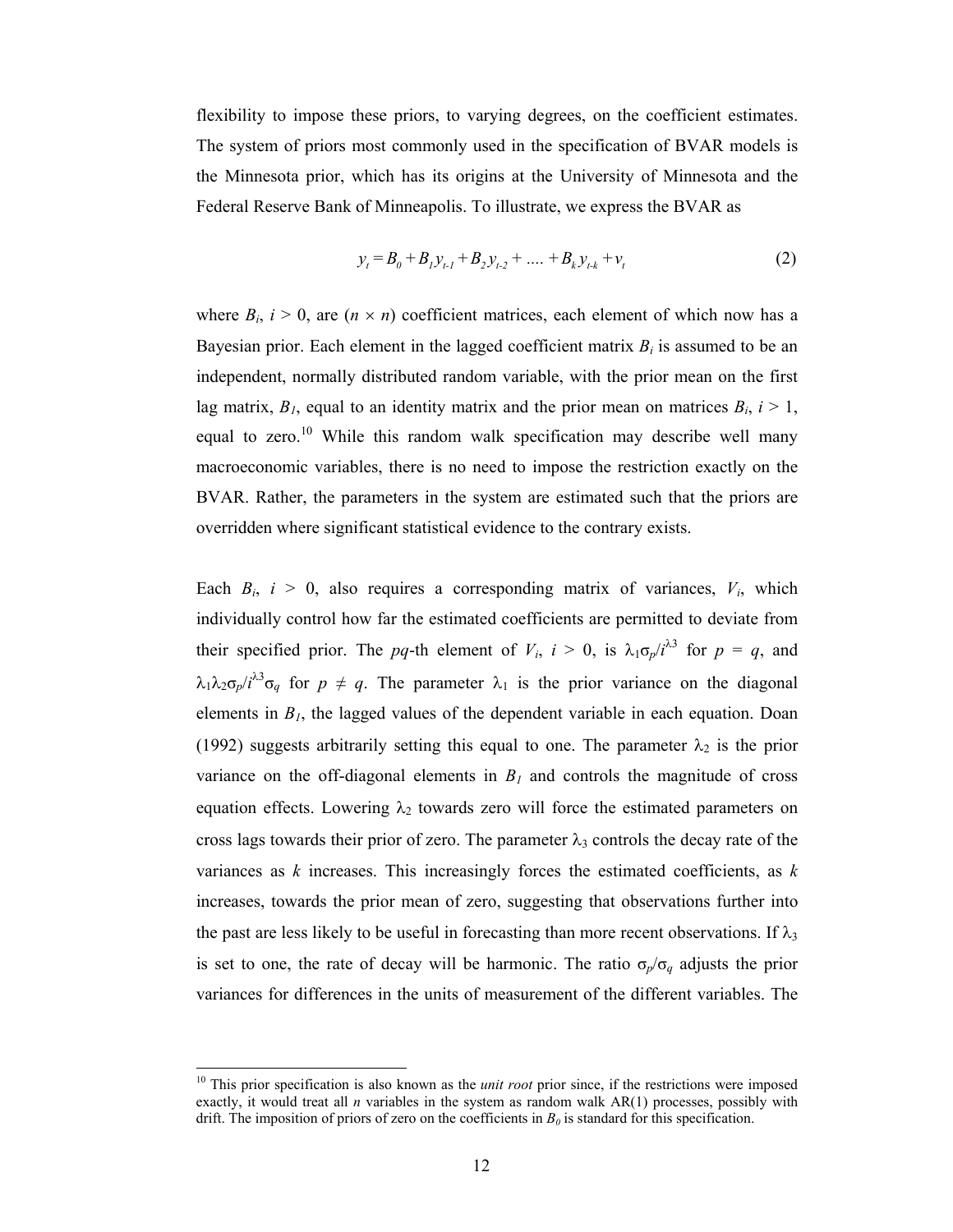flexibility to impose these priors, to varying degrees, on the coefficient estimates. The system of priors most commonly used in the specification of BVAR models is the Minnesota prior, which has its origins at the University of Minnesota and the Federal Reserve Bank of Minneapolis. To illustrate, we express the BVAR as

$$y_t = B_0 + B_1 y_{t-1} + B_2 y_{t-2} + .... + B_k y_{t-k} + v_t \tag{2}$$

where $B_i$, $i > 0$, are $(n \times n)$ coefficient matrices, each element of which now has a Bayesian prior. Each element in the lagged coefficient matrix $B_i$ is assumed to be an independent, normally distributed random variable, with the prior mean on the first lag matrix, $B_1$, equal to an identity matrix and the prior mean on matrices $B_i$, $i > 1$, equal to zero.[10] While this random walk specification may describe well many macroeconomic variables, there is no need to impose the restriction exactly on the BVAR. Rather, the parameters in the system are estimated such that the priors are overridden where significant statistical evidence to the contrary exists.

Each $B_i$, $i > 0$, also requires a corresponding matrix of variances, $V_i$, which individually control how far the estimated coefficients are permitted to deviate from their specified prior. The $pq$-th element of $V_i$, $i > 0$, is $\lambda_1 \sigma_p / i^{\lambda 3}$ for $p = q$, and $\lambda_1 \lambda_2 \sigma_p / i^{\lambda 3} \sigma_q$ for $p \neq q$. The parameter $\lambda_1$ is the prior variance on the diagonal elements in $B_1$, the lagged values of the dependent variable in each equation. Doan (1992) suggests arbitrarily setting this equal to one. The parameter $\lambda_2$ is the prior variance on the off-diagonal elements in $B_1$ and controls the magnitude of cross equation effects. Lowering $\lambda_2$ towards zero will force the estimated parameters on cross lags towards their prior of zero. The parameter $\lambda_3$ controls the decay rate of the variances as $k$ increases. This increasingly forces the estimated coefficients, as $k$ increases, towards the prior mean of zero, suggesting that observations further into the past are less likely to be useful in forecasting than more recent observations. If $\lambda_3$ is set to one, the rate of decay will be harmonic. The ratio $\sigma_p / \sigma_q$ adjusts the prior variances for differences in the units of measurement of the different variables. The

[10] This prior specification is also known as the *unit root* prior since, if the restrictions were imposed exactly, it would treat all $n$ variables in the system as random walk AR(1) processes, possibly with drift. The imposition of priors of zero on the coefficients in $B_0$ is standard for this specification.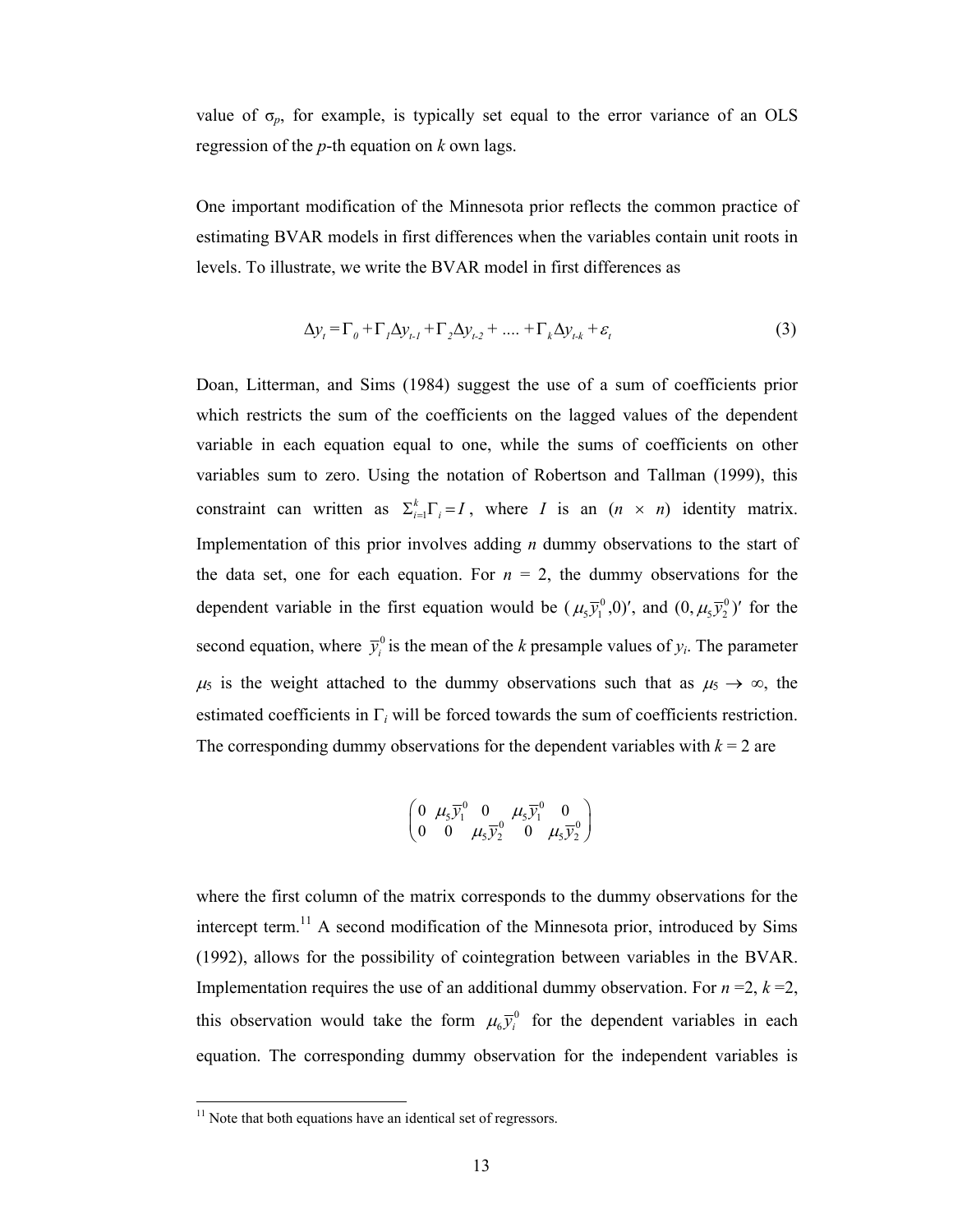value of $\sigma_p$, for example, is typically set equal to the error variance of an OLS regression of the $p$-th equation on $k$ own lags.

One important modification of the Minnesota prior reflects the common practice of estimating BVAR models in first differences when the variables contain unit roots in levels. To illustrate, we write the BVAR model in first differences as

$$\Delta y_t = \Gamma_0 + \Gamma_1 \Delta y_{t-1} + \Gamma_2 \Delta y_{t-2} + .... + \Gamma_k \Delta y_{t-k} + \varepsilon_t \tag{3}$$

Doan, Litterman, and Sims (1984) suggest the use of a sum of coefficients prior which restricts the sum of the coefficients on the lagged values of the dependent variable in each equation equal to one, while the sums of coefficients on other variables sum to zero. Using the notation of Robertson and Tallman (1999), this constraint can written as $\Sigma_{i=1}^{k} \Gamma_i = I$, where $I$ is an ($n \times n$) identity matrix. Implementation of this prior involves adding $n$ dummy observations to the start of the data set, one for each equation. For $n$ = 2, the dummy observations for the dependent variable in the first equation would be $(\mu_5 \overline{y}_1^0, 0)'$, and $(0, \mu_5 \overline{y}_2^0)'$ for the second equation, where $\overline{y}_i^0$ is the mean of the $k$ presample values of $y_i$. The parameter $\mu_5$ is the weight attached to the dummy observations such that as $\mu_5 \rightarrow \infty$, the estimated coefficients in $\Gamma_i$ will be forced towards the sum of coefficients restriction. The corresponding dummy observations for the dependent variables with $k$ = 2 are

$$\begin{pmatrix} 0 & \mu_5 \overline{y}_1^0 & 0 & \mu_5 \overline{y}_1^0 & 0 \\ 0 & 0 & \mu_5 \overline{y}_2^0 & 0 & \mu_5 \overline{y}_2^0 \end{pmatrix}$$

where the first column of the matrix corresponds to the dummy observations for the intercept term.[11] A second modification of the Minnesota prior, introduced by Sims (1992), allows for the possibility of cointegration between variables in the BVAR. Implementation requires the use of an additional dummy observation. For $n$ =2, $k$ =2, this observation would take the form $\mu_6 \overline{y}_i^0$ for the dependent variables in each equation. The corresponding dummy observation for the independent variables is

[11] Note that both equations have an identical set of regressors.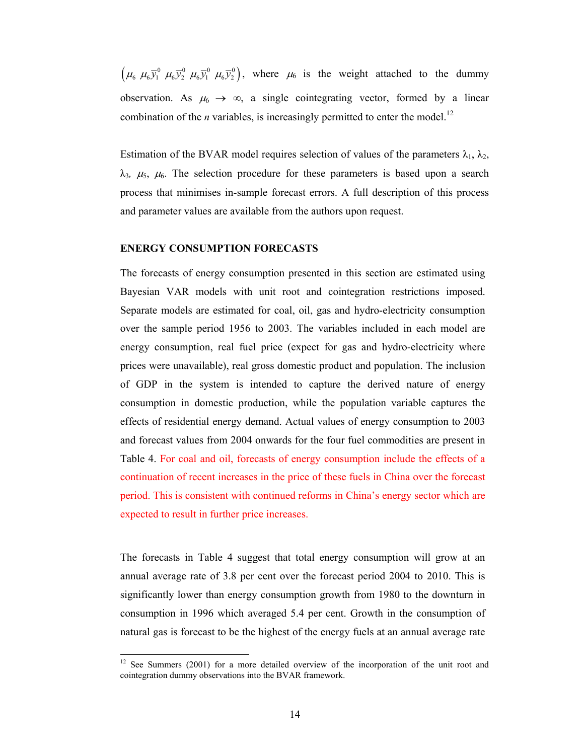$\left(\mu_6 \; \mu_6\bar{y}_1^0 \; \mu_6\bar{y}_2^0 \; \mu_6\bar{y}_1^0 \; \mu_6\bar{y}_2^0\right)$, where $\mu_6$ is the weight attached to the dummy observation. As $\mu_6 \rightarrow \infty$, a single cointegrating vector, formed by a linear combination of the *n* variables, is increasingly permitted to enter the model.[12]

Estimation of the BVAR model requires selection of values of the parameters $\lambda_1$, $\lambda_2$, $\lambda_3$, $\mu_5$, $\mu_6$. The selection procedure for these parameters is based upon a search process that minimises in-sample forecast errors. A full description of this process and parameter values are available from the authors upon request.

**ENERGY CONSUMPTION FORECASTS**

The forecasts of energy consumption presented in this section are estimated using Bayesian VAR models with unit root and cointegration restrictions imposed. Separate models are estimated for coal, oil, gas and hydro-electricity consumption over the sample period 1956 to 2003. The variables included in each model are energy consumption, real fuel price (expect for gas and hydro-electricity where prices were unavailable), real gross domestic product and population. The inclusion of GDP in the system is intended to capture the derived nature of energy consumption in domestic production, while the population variable captures the effects of residential energy demand. Actual values of energy consumption to 2003 and forecast values from 2004 onwards for the four fuel commodities are present in Table 4. For coal and oil, forecasts of energy consumption include the effects of a continuation of recent increases in the price of these fuels in China over the forecast period. This is consistent with continued reforms in China's energy sector which are expected to result in further price increases.

The forecasts in Table 4 suggest that total energy consumption will grow at an annual average rate of 3.8 per cent over the forecast period 2004 to 2010. This is significantly lower than energy consumption growth from 1980 to the downturn in consumption in 1996 which averaged 5.4 per cent. Growth in the consumption of natural gas is forecast to be the highest of the energy fuels at an annual average rate

[12] See Summers (2001) for a more detailed overview of the incorporation of the unit root and cointegration dummy observations into the BVAR framework.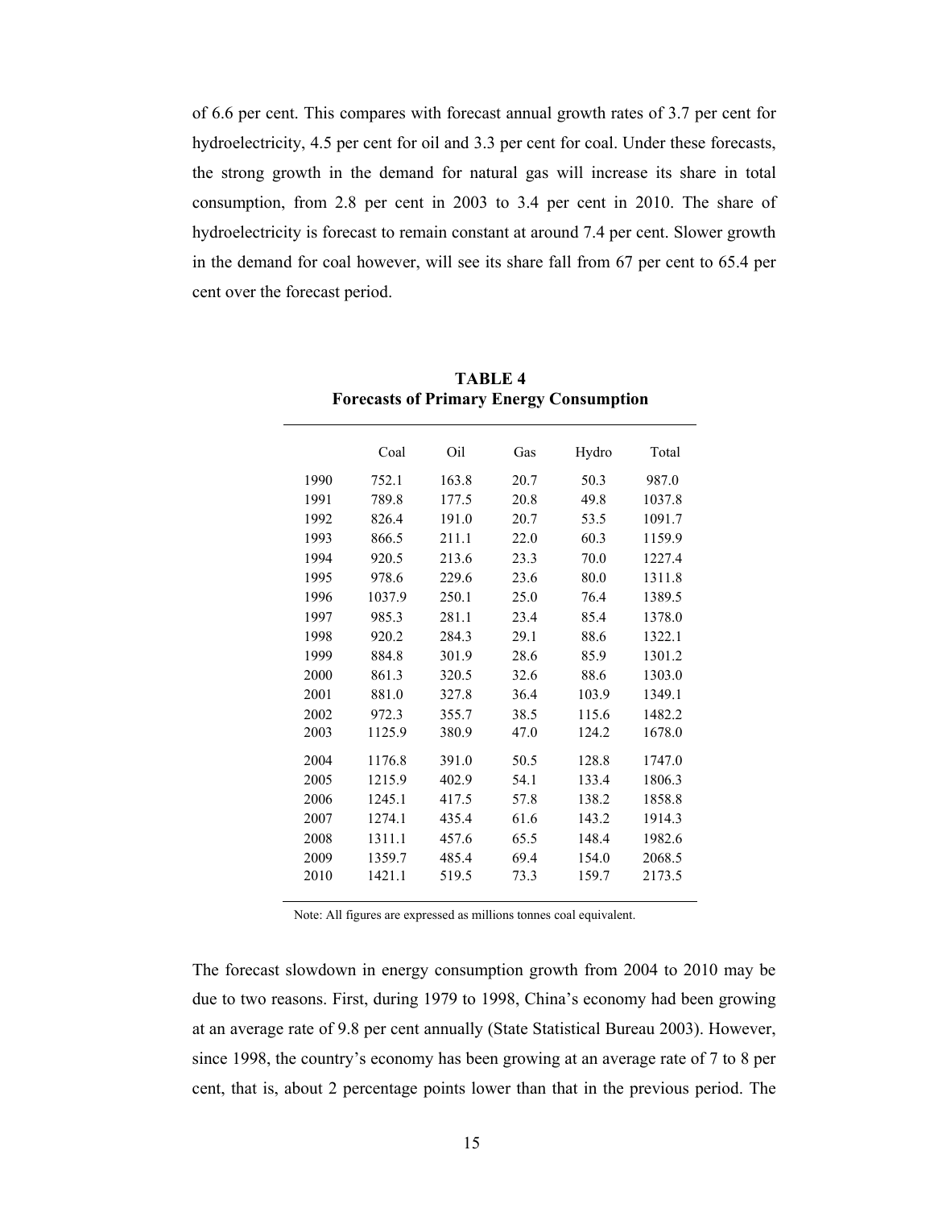of 6.6 per cent. This compares with forecast annual growth rates of 3.7 per cent for hydroelectricity, 4.5 per cent for oil and 3.3 per cent for coal. Under these forecasts, the strong growth in the demand for natural gas will increase its share in total consumption, from 2.8 per cent in 2003 to 3.4 per cent in 2010. The share of hydroelectricity is forecast to remain constant at around 7.4 per cent. Slower growth in the demand for coal however, will see its share fall from 67 per cent to 65.4 per cent over the forecast period.

**TABLE 4**
**Forecasts of Primary Energy Consumption**

| | Coal | Oil | Gas | Hydro | Total |
|---|---|---|---|---|---|
| 1990 | 752.1 | 163.8 | 20.7 | 50.3 | 987.0 |
| 1991 | 789.8 | 177.5 | 20.8 | 49.8 | 1037.8 |
| 1992 | 826.4 | 191.0 | 20.7 | 53.5 | 1091.7 |
| 1993 | 866.5 | 211.1 | 22.0 | 60.3 | 1159.9 |
| 1994 | 920.5 | 213.6 | 23.3 | 70.0 | 1227.4 |
| 1995 | 978.6 | 229.6 | 23.6 | 80.0 | 1311.8 |
| 1996 | 1037.9 | 250.1 | 25.0 | 76.4 | 1389.5 |
| 1997 | 985.3 | 281.1 | 23.4 | 85.4 | 1378.0 |
| 1998 | 920.2 | 284.3 | 29.1 | 88.6 | 1322.1 |
| 1999 | 884.8 | 301.9 | 28.6 | 85.9 | 1301.2 |
| 2000 | 861.3 | 320.5 | 32.6 | 88.6 | 1303.0 |
| 2001 | 881.0 | 327.8 | 36.4 | 103.9 | 1349.1 |
| 2002 | 972.3 | 355.7 | 38.5 | 115.6 | 1482.2 |
| 2003 | 1125.9 | 380.9 | 47.0 | 124.2 | 1678.0 |
| 2004 | 1176.8 | 391.0 | 50.5 | 128.8 | 1747.0 |
| 2005 | 1215.9 | 402.9 | 54.1 | 133.4 | 1806.3 |
| 2006 | 1245.1 | 417.5 | 57.8 | 138.2 | 1858.8 |
| 2007 | 1274.1 | 435.4 | 61.6 | 143.2 | 1914.3 |
| 2008 | 1311.1 | 457.6 | 65.5 | 148.4 | 1982.6 |
| 2009 | 1359.7 | 485.4 | 69.4 | 154.0 | 2068.5 |
| 2010 | 1421.1 | 519.5 | 73.3 | 159.7 | 2173.5 |

Note: All figures are expressed as millions tonnes coal equivalent.

The forecast slowdown in energy consumption growth from 2004 to 2010 may be due to two reasons. First, during 1979 to 1998, China's economy had been growing at an average rate of 9.8 per cent annually (State Statistical Bureau 2003). However, since 1998, the country's economy has been growing at an average rate of 7 to 8 per cent, that is, about 2 percentage points lower than that in the previous period. The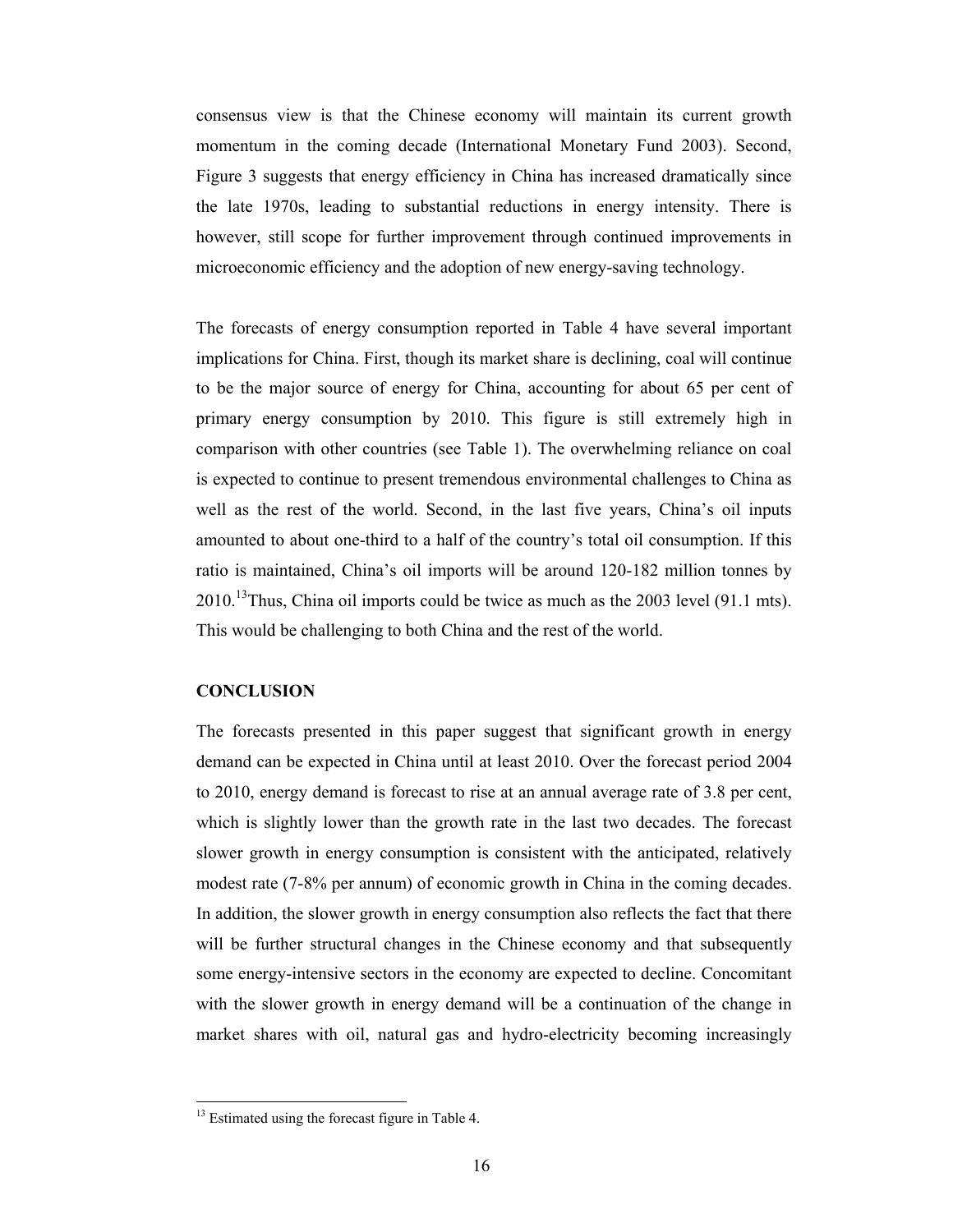consensus view is that the Chinese economy will maintain its current growth momentum in the coming decade (International Monetary Fund 2003). Second, Figure 3 suggests that energy efficiency in China has increased dramatically since the late 1970s, leading to substantial reductions in energy intensity. There is however, still scope for further improvement through continued improvements in microeconomic efficiency and the adoption of new energy-saving technology.

The forecasts of energy consumption reported in Table 4 have several important implications for China. First, though its market share is declining, coal will continue to be the major source of energy for China, accounting for about 65 per cent of primary energy consumption by 2010. This figure is still extremely high in comparison with other countries (see Table 1). The overwhelming reliance on coal is expected to continue to present tremendous environmental challenges to China as well as the rest of the world. Second, in the last five years, China's oil inputs amounted to about one-third to a half of the country's total oil consumption. If this ratio is maintained, China's oil imports will be around 120-182 million tonnes by 2010.[13] Thus, China oil imports could be twice as much as the 2003 level (91.1 mts). This would be challenging to both China and the rest of the world.

## CONCLUSION

The forecasts presented in this paper suggest that significant growth in energy demand can be expected in China until at least 2010. Over the forecast period 2004 to 2010, energy demand is forecast to rise at an annual average rate of 3.8 per cent, which is slightly lower than the growth rate in the last two decades. The forecast slower growth in energy consumption is consistent with the anticipated, relatively modest rate (7-8% per annum) of economic growth in China in the coming decades. In addition, the slower growth in energy consumption also reflects the fact that there will be further structural changes in the Chinese economy and that subsequently some energy-intensive sectors in the economy are expected to decline. Concomitant with the slower growth in energy demand will be a continuation of the change in market shares with oil, natural gas and hydro-electricity becoming increasingly

---

[13] Estimated using the forecast figure in Table 4.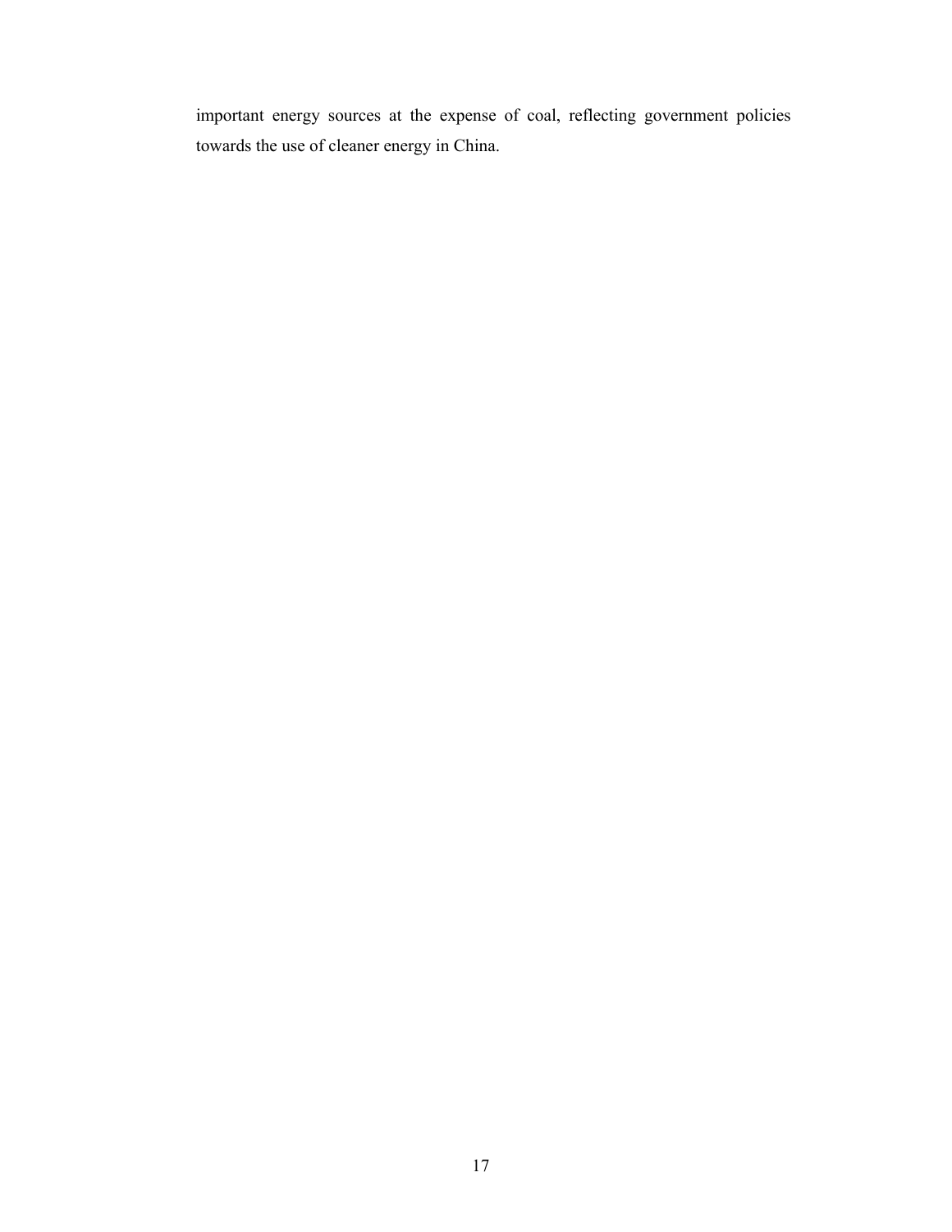important energy sources at the expense of coal, reflecting government policies towards the use of cleaner energy in China.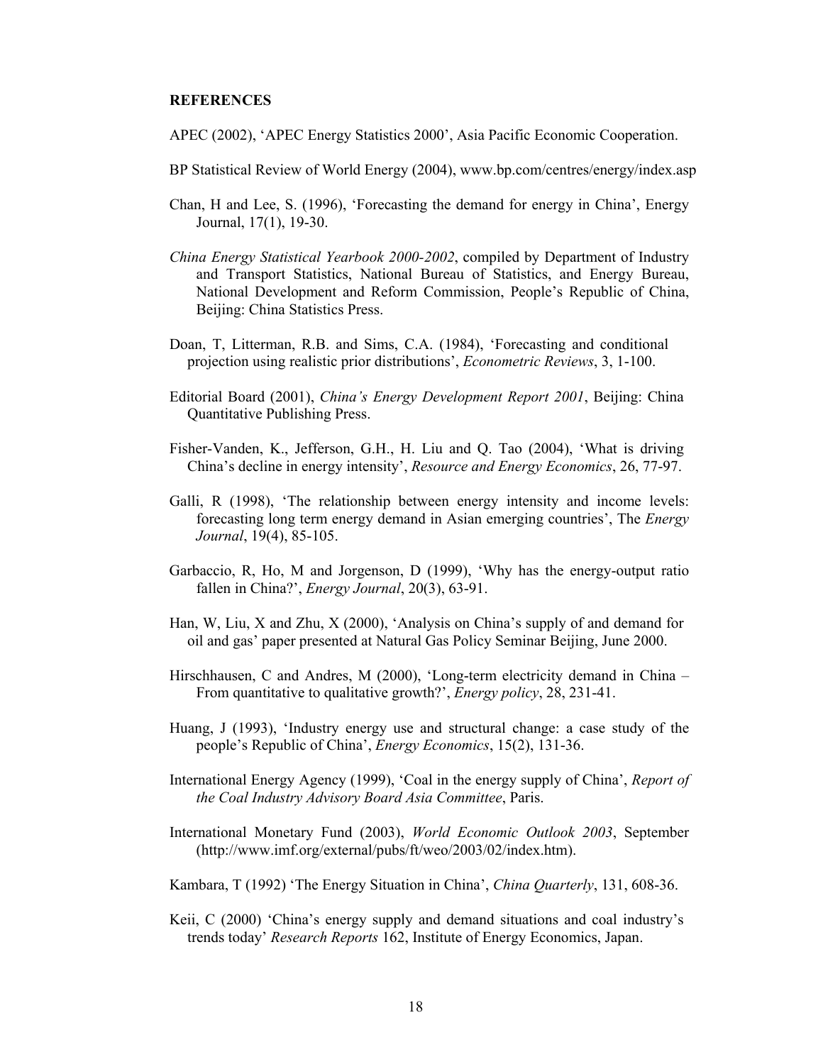**REFERENCES**

APEC (2002), 'APEC Energy Statistics 2000', Asia Pacific Economic Cooperation.

BP Statistical Review of World Energy (2004), www.bp.com/centres/energy/index.asp

Chan, H and Lee, S. (1996), 'Forecasting the demand for energy in China', Energy Journal, 17(1), 19-30.

*China Energy Statistical Yearbook 2000-2002*, compiled by Department of Industry and Transport Statistics, National Bureau of Statistics, and Energy Bureau, National Development and Reform Commission, People's Republic of China, Beijing: China Statistics Press.

Doan, T, Litterman, R.B. and Sims, C.A. (1984), 'Forecasting and conditional projection using realistic prior distributions', *Econometric Reviews*, 3, 1-100.

Editorial Board (2001), *China's Energy Development Report 2001*, Beijing: China Quantitative Publishing Press.

Fisher-Vanden, K., Jefferson, G.H., H. Liu and Q. Tao (2004), 'What is driving China's decline in energy intensity', *Resource and Energy Economics*, 26, 77-97.

Galli, R (1998), 'The relationship between energy intensity and income levels: forecasting long term energy demand in Asian emerging countries', The *Energy Journal*, 19(4), 85-105.

Garbaccio, R, Ho, M and Jorgenson, D (1999), 'Why has the energy-output ratio fallen in China?', *Energy Journal*, 20(3), 63-91.

Han, W, Liu, X and Zhu, X (2000), 'Analysis on China's supply of and demand for oil and gas' paper presented at Natural Gas Policy Seminar Beijing, June 2000.

Hirschhausen, C and Andres, M (2000), 'Long-term electricity demand in China – From quantitative to qualitative growth?', *Energy policy*, 28, 231-41.

Huang, J (1993), 'Industry energy use and structural change: a case study of the people's Republic of China', *Energy Economics*, 15(2), 131-36.

International Energy Agency (1999), 'Coal in the energy supply of China', *Report of the Coal Industry Advisory Board Asia Committee*, Paris.

International Monetary Fund (2003), *World Economic Outlook 2003*, September (http://www.imf.org/external/pubs/ft/weo/2003/02/index.htm).

Kambara, T (1992) 'The Energy Situation in China', *China Quarterly*, 131, 608-36.

Keii, C (2000) 'China's energy supply and demand situations and coal industry's trends today' *Research Reports* 162, Institute of Energy Economics, Japan.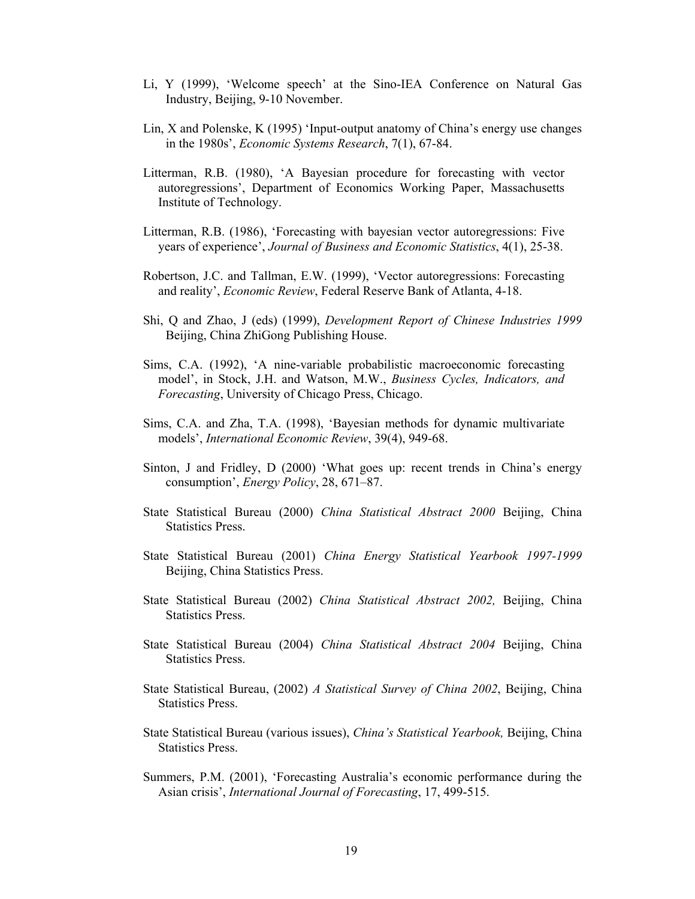Li, Y (1999), 'Welcome speech' at the Sino-IEA Conference on Natural Gas Industry, Beijing, 9-10 November.

Lin, X and Polenske, K (1995) 'Input-output anatomy of China's energy use changes in the 1980s', *Economic Systems Research*, 7(1), 67-84.

Litterman, R.B. (1980), 'A Bayesian procedure for forecasting with vector autoregressions', Department of Economics Working Paper, Massachusetts Institute of Technology.

Litterman, R.B. (1986), 'Forecasting with bayesian vector autoregressions: Five years of experience', *Journal of Business and Economic Statistics*, 4(1), 25-38.

Robertson, J.C. and Tallman, E.W. (1999), 'Vector autoregressions: Forecasting and reality', *Economic Review*, Federal Reserve Bank of Atlanta, 4-18.

Shi, Q and Zhao, J (eds) (1999), *Development Report of Chinese Industries 1999* Beijing, China ZhiGong Publishing House.

Sims, C.A. (1992), 'A nine-variable probabilistic macroeconomic forecasting model', in Stock, J.H. and Watson, M.W., *Business Cycles, Indicators, and Forecasting*, University of Chicago Press, Chicago.

Sims, C.A. and Zha, T.A. (1998), 'Bayesian methods for dynamic multivariate models', *International Economic Review*, 39(4), 949-68.

Sinton, J and Fridley, D (2000) 'What goes up: recent trends in China's energy consumption', *Energy Policy*, 28, 671–87.

State Statistical Bureau (2000) *China Statistical Abstract 2000* Beijing, China Statistics Press.

State Statistical Bureau (2001) *China Energy Statistical Yearbook 1997-1999* Beijing, China Statistics Press.

State Statistical Bureau (2002) *China Statistical Abstract 2002,* Beijing, China Statistics Press.

State Statistical Bureau (2004) *China Statistical Abstract 2004* Beijing, China Statistics Press.

State Statistical Bureau, (2002) *A Statistical Survey of China 2002*, Beijing, China Statistics Press.

State Statistical Bureau (various issues), *China's Statistical Yearbook,* Beijing, China Statistics Press.

Summers, P.M. (2001), 'Forecasting Australia's economic performance during the Asian crisis', *International Journal of Forecasting*, 17, 499-515.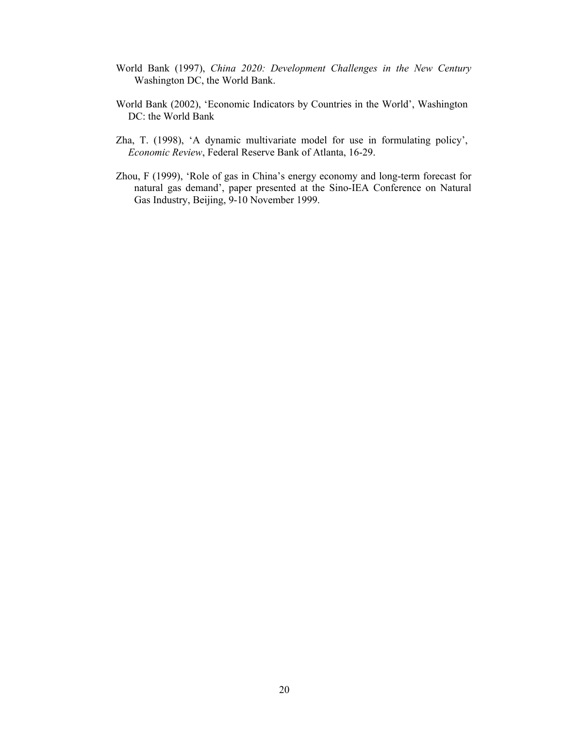World Bank (1997), *China 2020: Development Challenges in the New Century* Washington DC, the World Bank.

World Bank (2002), 'Economic Indicators by Countries in the World', Washington DC: the World Bank

Zha, T. (1998), 'A dynamic multivariate model for use in formulating policy', *Economic Review*, Federal Reserve Bank of Atlanta, 16-29.

Zhou, F (1999), 'Role of gas in China's energy economy and long-term forecast for natural gas demand', paper presented at the Sino-IEA Conference on Natural Gas Industry, Beijing, 9-10 November 1999.